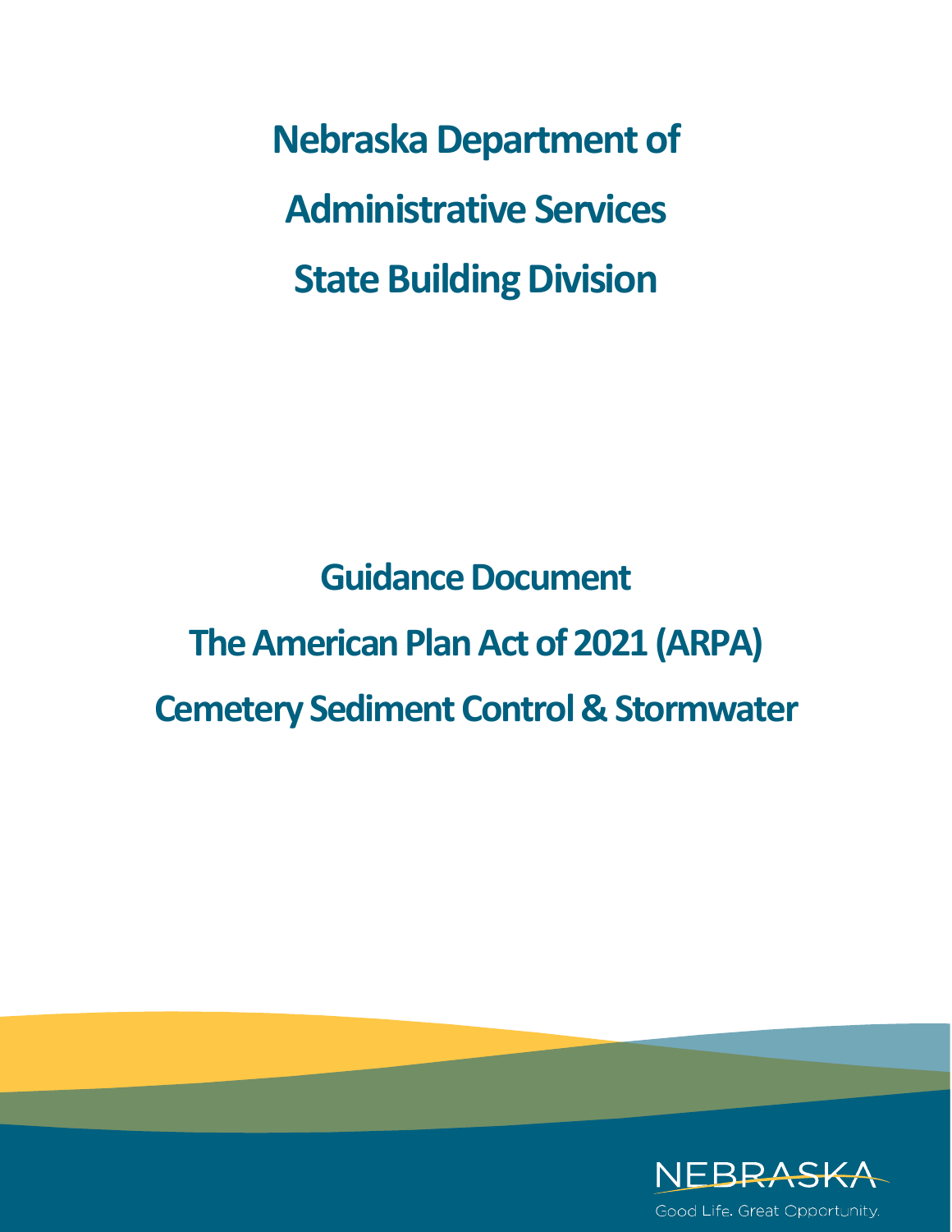# Nebraska Department of Administrative Services State Building Division

# Guidance Document

# The American Plan Act of 2021 (ARPA)

# Cemetery Sediment Control & Stormwater

NEBRASKA

Good Life. Great Opportunity.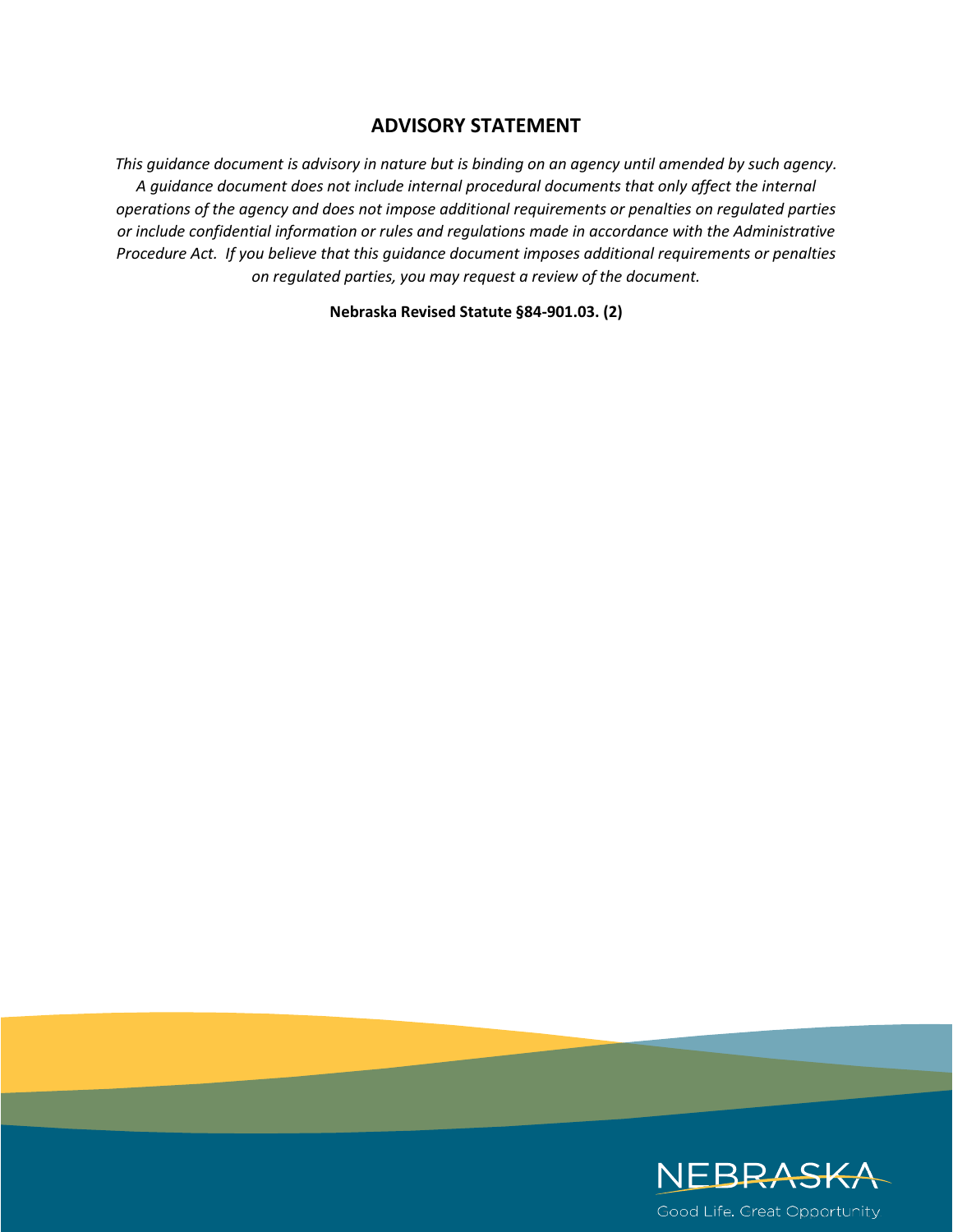## ADVISORY STATEMENT

*This guidance document is advisory in nature but is binding on an agency until amended by such agency. A guidance document does not include internal procedural documents that only affect the internal operations of the agency and does not impose additional requirements or penalties on regulated parties or include confidential information or rules and regulations made in accordance with the Administrative Procedure Act. If you believe that this guidance document imposes additional requirements or penalties on regulated parties, you may request a review of the document.*

**Nebraska Revised Statute §84-901.03. (2)**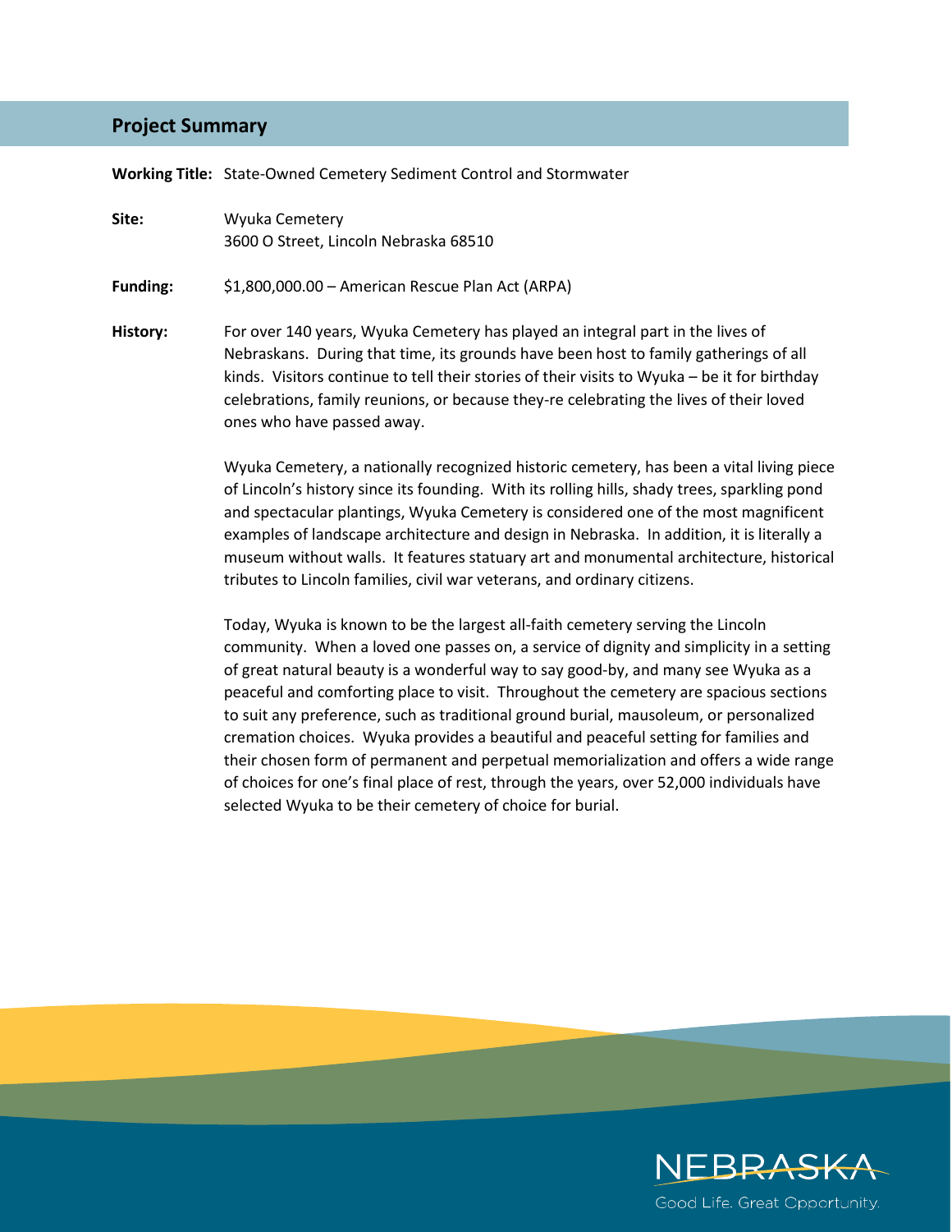## Project Summary

**Working Title:** State-Owned Cemetery Sediment Control and Stormwater

**Site:** Wyuka Cemetery
3600 O Street, Lincoln Nebraska 68510

**Funding:** $1,800,000.00 – American Rescue Plan Act (ARPA)

**History:** For over 140 years, Wyuka Cemetery has played an integral part in the lives of Nebraskans. During that time, its grounds have been host to family gatherings of all kinds. Visitors continue to tell their stories of their visits to Wyuka – be it for birthday celebrations, family reunions, or because they-re celebrating the lives of their loved ones who have passed away.

Wyuka Cemetery, a nationally recognized historic cemetery, has been a vital living piece of Lincoln's history since its founding. With its rolling hills, shady trees, sparkling pond and spectacular plantings, Wyuka Cemetery is considered one of the most magnificent examples of landscape architecture and design in Nebraska. In addition, it is literally a museum without walls. It features statuary art and monumental architecture, historical tributes to Lincoln families, civil war veterans, and ordinary citizens.

Today, Wyuka is known to be the largest all-faith cemetery serving the Lincoln community. When a loved one passes on, a service of dignity and simplicity in a setting of great natural beauty is a wonderful way to say good-by, and many see Wyuka as a peaceful and comforting place to visit. Throughout the cemetery are spacious sections to suit any preference, such as traditional ground burial, mausoleum, or personalized cremation choices. Wyuka provides a beautiful and peaceful setting for families and their chosen form of permanent and perpetual memorialization and offers a wide range of choices for one's final place of rest, through the years, over 52,000 individuals have selected Wyuka to be their cemetery of choice for burial.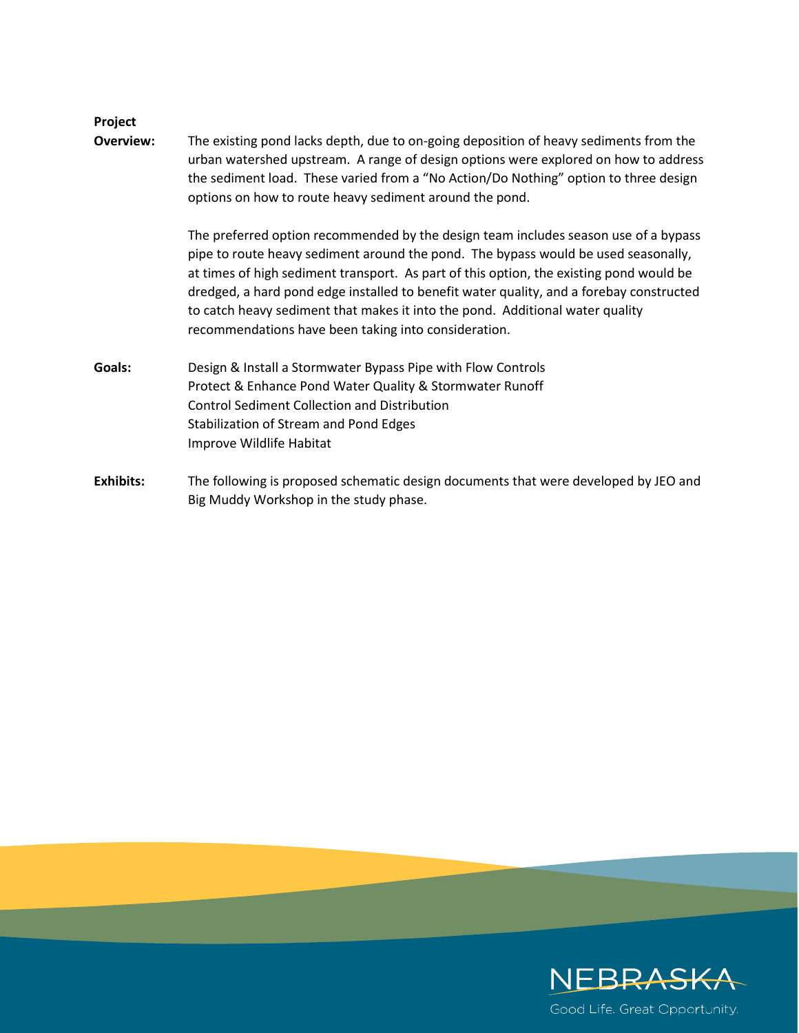**Project Overview:** The existing pond lacks depth, due to on-going deposition of heavy sediments from the urban watershed upstream. A range of design options were explored on how to address the sediment load. These varied from a "No Action/Do Nothing" option to three design options on how to route heavy sediment around the pond.

The preferred option recommended by the design team includes season use of a bypass pipe to route heavy sediment around the pond. The bypass would be used seasonally, at times of high sediment transport. As part of this option, the existing pond would be dredged, a hard pond edge installed to benefit water quality, and a forebay constructed to catch heavy sediment that makes it into the pond. Additional water quality recommendations have been taking into consideration.

**Goals:**

Design & Install a Stormwater Bypass Pipe with Flow Controls
Protect & Enhance Pond Water Quality & Stormwater Runoff
Control Sediment Collection and Distribution
Stabilization of Stream and Pond Edges
Improve Wildlife Habitat

**Exhibits:** The following is proposed schematic design documents that were developed by JEO and Big Muddy Workshop in the study phase.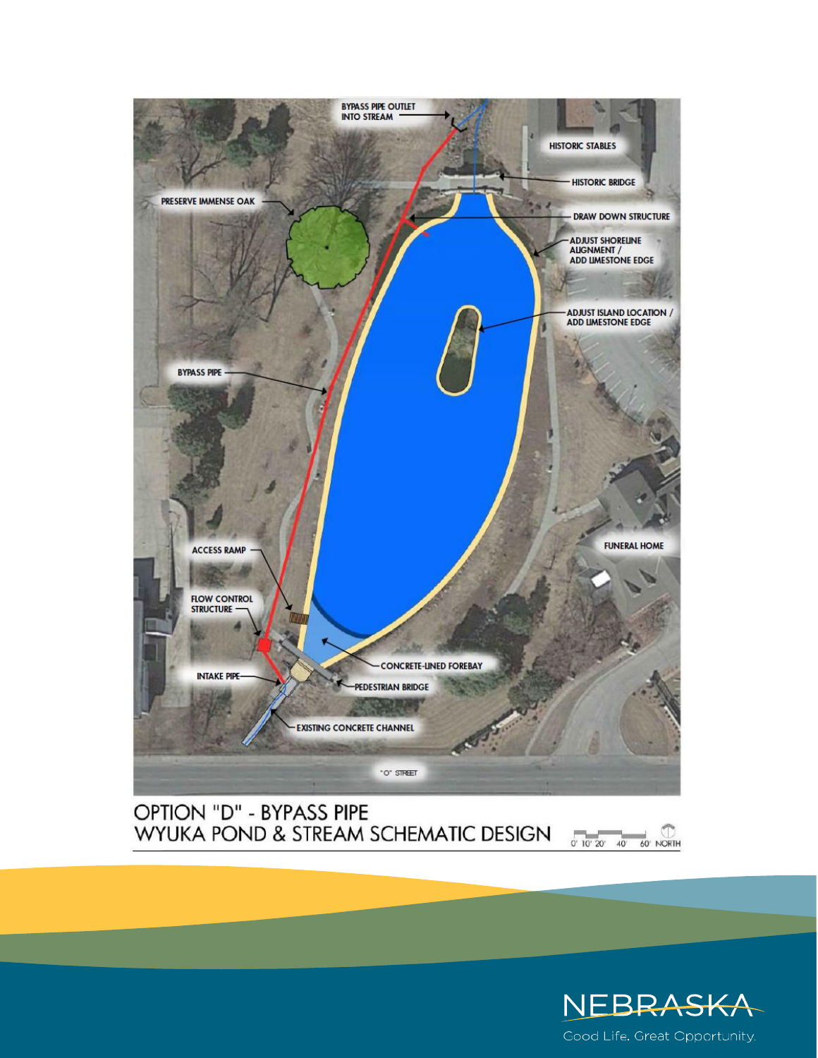BYPASS PIPE OUTLET INTO STREAM

HISTORIC STABLES

HISTORIC BRIDGE

PRESERVE IMMENSE OAK

DRAW DOWN STRUCTURE

ADJUST SHORELINE ALIGNMENT / ADD LIMESTONE EDGE

ADJUST ISLAND LOCATION / ADD LIMESTONE EDGE

BYPASS PIPE

FUNERAL HOME

ACCESS RAMP

FLOW CONTROL STRUCTURE

CONCRETE-LINED FOREBAY

INTAKE PIPE

PEDESTRIAN BRIDGE

EXISTING CONCRETE CHANNEL

"O" STREET

OPTION "D" - BYPASS PIPE
WYUKA POND & STREAM SCHEMATIC DESIGN

0' 10' 20' 40' 60' NORTH

NEBRASKA
Good Life. Great Opportunity.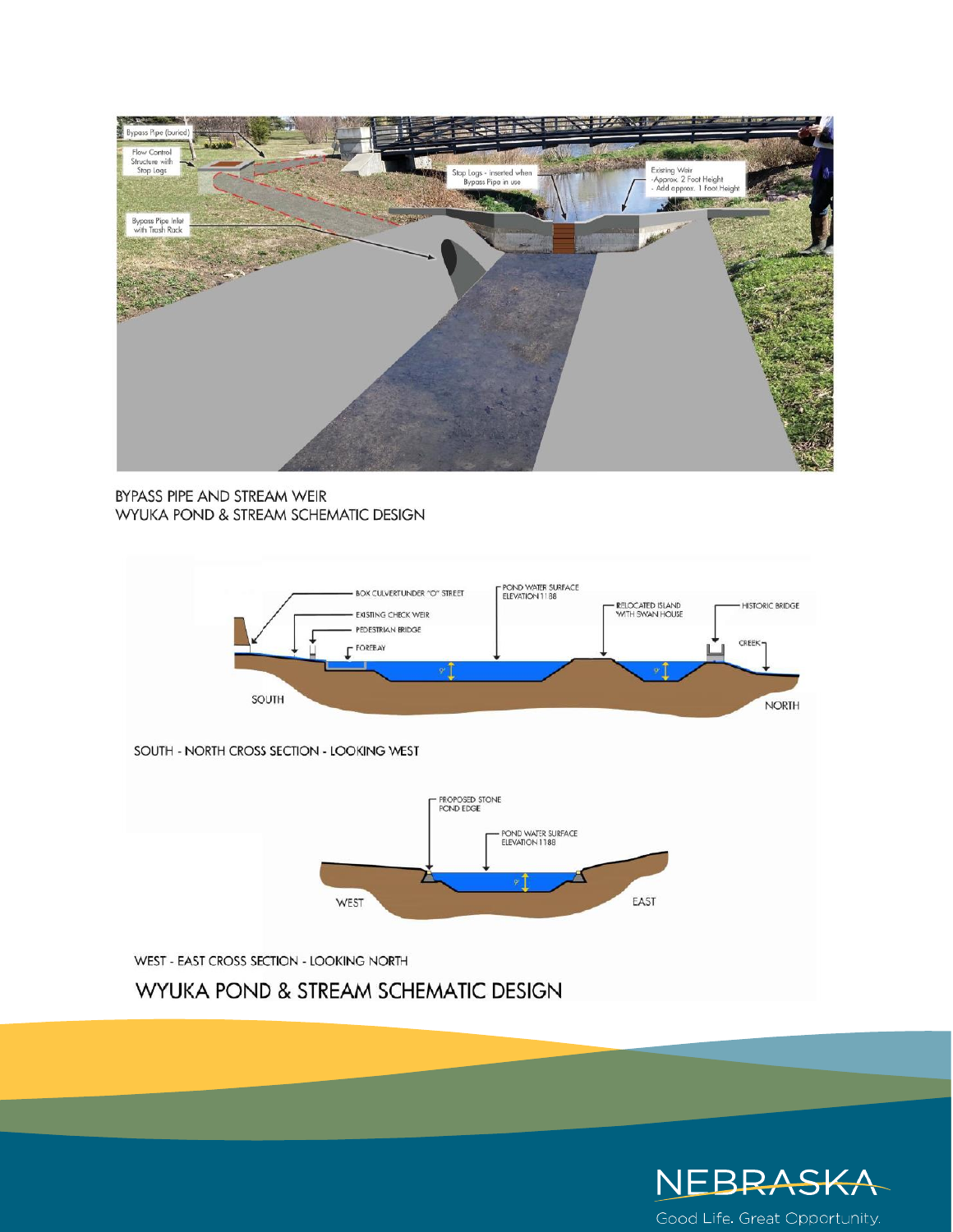Bypass Pipe (buried)

Flow Control Structure with Stop Logs

Stop Logs - inserted when Bypass Pipe in use

Existing Weir -Approx. 2 Foot Height - Add approx. 1 Foot Height

Bypass Pipe Inlet with Trash Rack

BYPASS PIPE AND STREAM WEIR
WYUKA POND & STREAM SCHEMATIC DESIGN

BOX CULVERT UNDER "O" STREET

EXISTING CHECK WEIR

PEDESTRIAN BRIDGE

FOREBAY

POND WATER SURFACE ELEVATION 1188

RELOCATED ISLAND WITH SWAN HOUSE

HISTORIC BRIDGE

CREEK

9'

9'

SOUTH

NORTH

SOUTH - NORTH CROSS SECTION - LOOKING WEST

PROPOSED STONE POND EDGE

POND WATER SURFACE ELEVATION 1188

9'

WEST

EAST

WEST - EAST CROSS SECTION - LOOKING NORTH

## WYUKA POND & STREAM SCHEMATIC DESIGN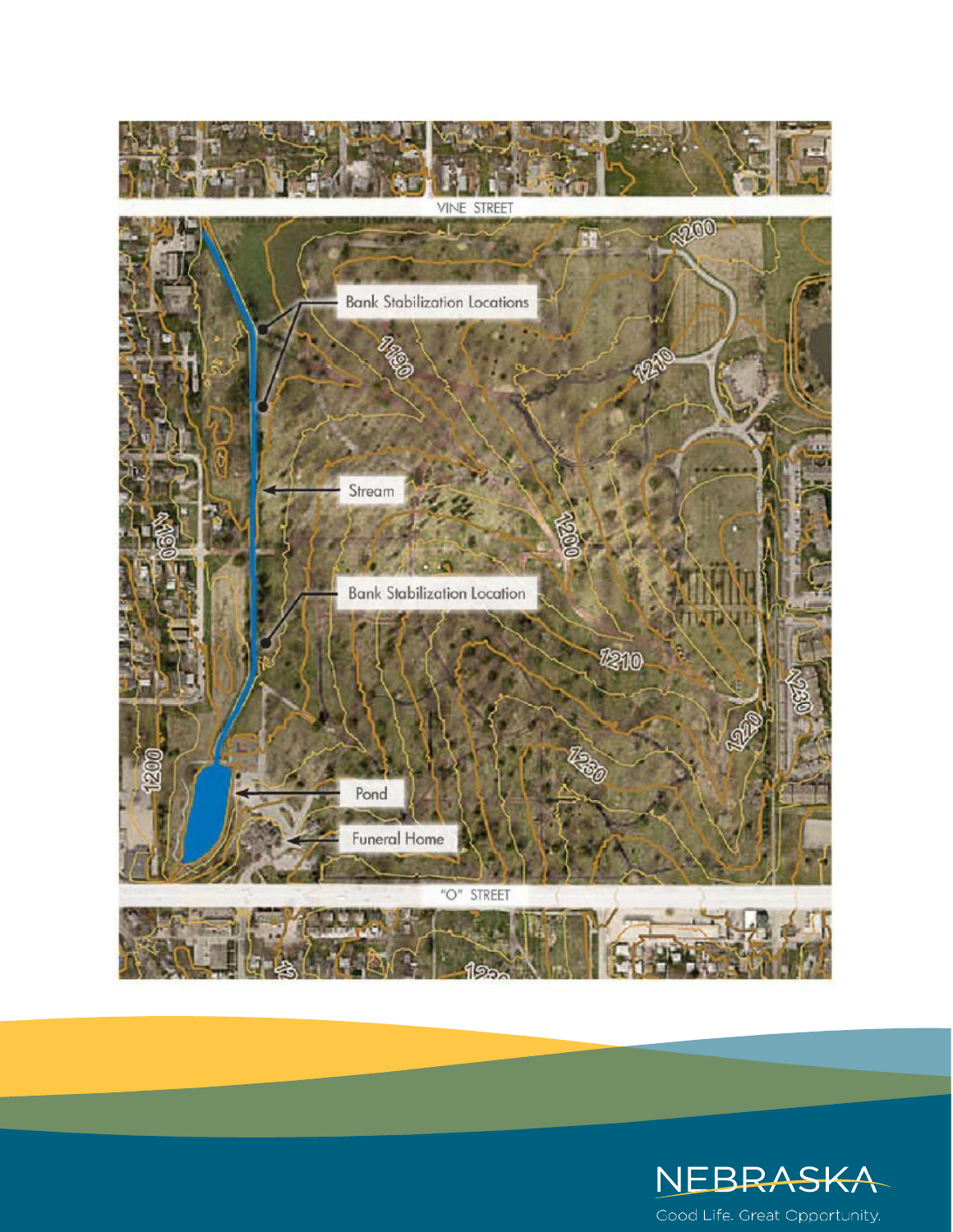VINE STREET

Bank Stabilization Locations

Stream

Bank Stabilization Location

Pond

Funeral Home

"O" STREET

1190

1200

1210

1220

1230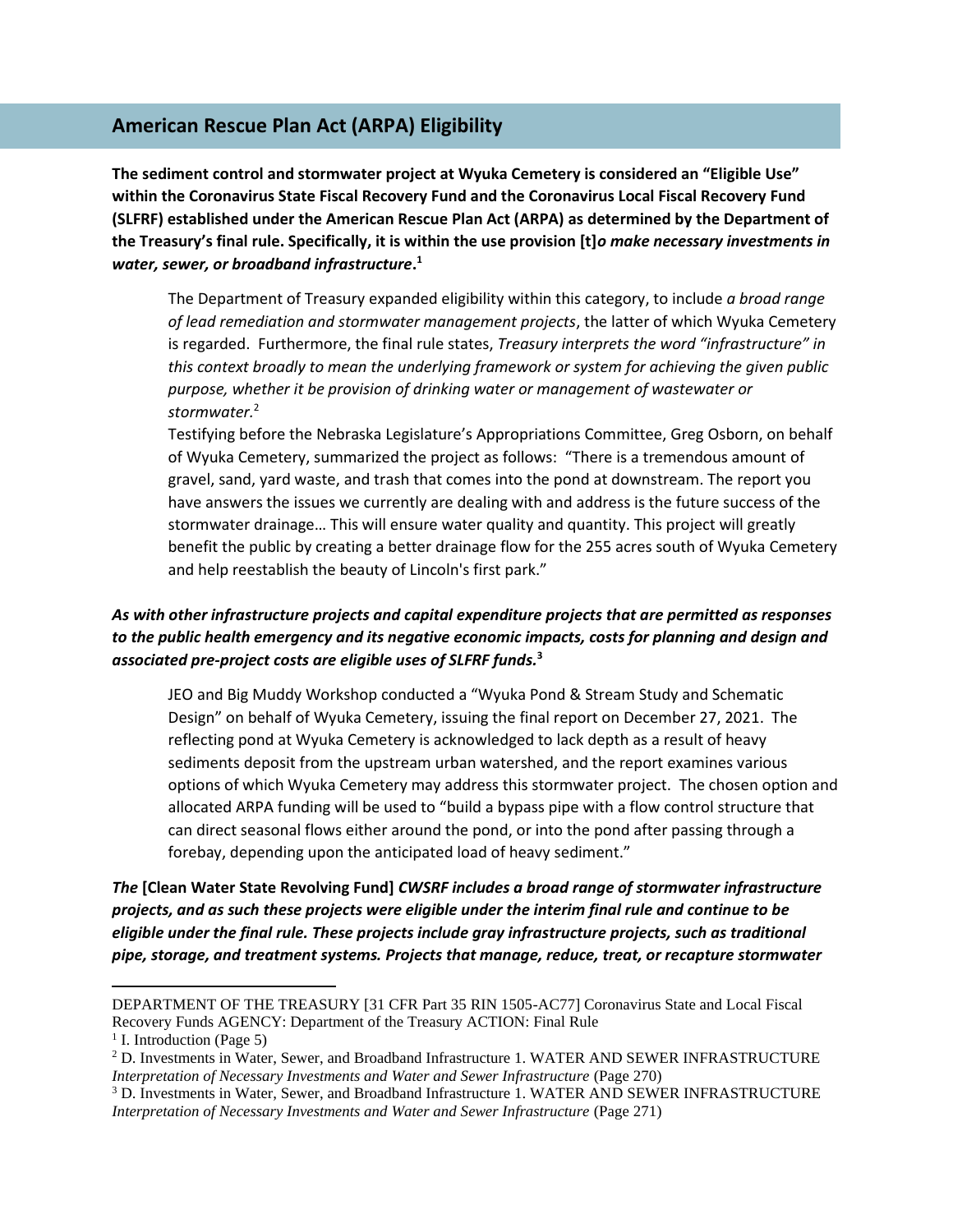## American Rescue Plan Act (ARPA) Eligibility

**The sediment control and stormwater project at Wyuka Cemetery is considered an "Eligible Use" within the Coronavirus State Fiscal Recovery Fund and the Coronavirus Local Fiscal Recovery Fund (SLFRF) established under the American Rescue Plan Act (ARPA) as determined by the Department of the Treasury's final rule. Specifically, it is within the use provision [t]*o make necessary investments in water, sewer, or broadband infrastructure*.[1]**

> The Department of Treasury expanded eligibility within this category, to include *a broad range of lead remediation and stormwater management projects*, the latter of which Wyuka Cemetery is regarded. Furthermore, the final rule states, *Treasury interprets the word "infrastructure" in this context broadly to mean the underlying framework or system for achieving the given public purpose, whether it be provision of drinking water or management of wastewater or stormwater.*[2]
>
> Testifying before the Nebraska Legislature's Appropriations Committee, Greg Osborn, on behalf of Wyuka Cemetery, summarized the project as follows: "There is a tremendous amount of gravel, sand, yard waste, and trash that comes into the pond at downstream. The report you have answers the issues we currently are dealing with and address is the future success of the stormwater drainage… This will ensure water quality and quantity. This project will greatly benefit the public by creating a better drainage flow for the 255 acres south of Wyuka Cemetery and help reestablish the beauty of Lincoln's first park."

***As with other infrastructure projects and capital expenditure projects that are permitted as responses to the public health emergency and its negative economic impacts, costs for planning and design and associated pre-project costs are eligible uses of SLFRF funds.*[3]**

> JEO and Big Muddy Workshop conducted a "Wyuka Pond & Stream Study and Schematic Design" on behalf of Wyuka Cemetery, issuing the final report on December 27, 2021. The reflecting pond at Wyuka Cemetery is acknowledged to lack depth as a result of heavy sediments deposit from the upstream urban watershed, and the report examines various options of which Wyuka Cemetery may address this stormwater project. The chosen option and allocated ARPA funding will be used to "build a bypass pipe with a flow control structure that can direct seasonal flows either around the pond, or into the pond after passing through a forebay, depending upon the anticipated load of heavy sediment."

***The* [Clean Water State Revolving Fund] *CWSRF includes a broad range of stormwater infrastructure projects, and as such these projects were eligible under the interim final rule and continue to be eligible under the final rule. These projects include gray infrastructure projects, such as traditional pipe, storage, and treatment systems. Projects that manage, reduce, treat, or recapture stormwater***

---

DEPARTMENT OF THE TREASURY [31 CFR Part 35 RIN 1505-AC77] Coronavirus State and Local Fiscal Recovery Funds AGENCY: Department of the Treasury ACTION: Final Rule

[1] I. Introduction (Page 5)

[2] D. Investments in Water, Sewer, and Broadband Infrastructure 1. WATER AND SEWER INFRASTRUCTURE *Interpretation of Necessary Investments and Water and Sewer Infrastructure* (Page 270)

[3] D. Investments in Water, Sewer, and Broadband Infrastructure 1. WATER AND SEWER INFRASTRUCTURE *Interpretation of Necessary Investments and Water and Sewer Infrastructure* (Page 271)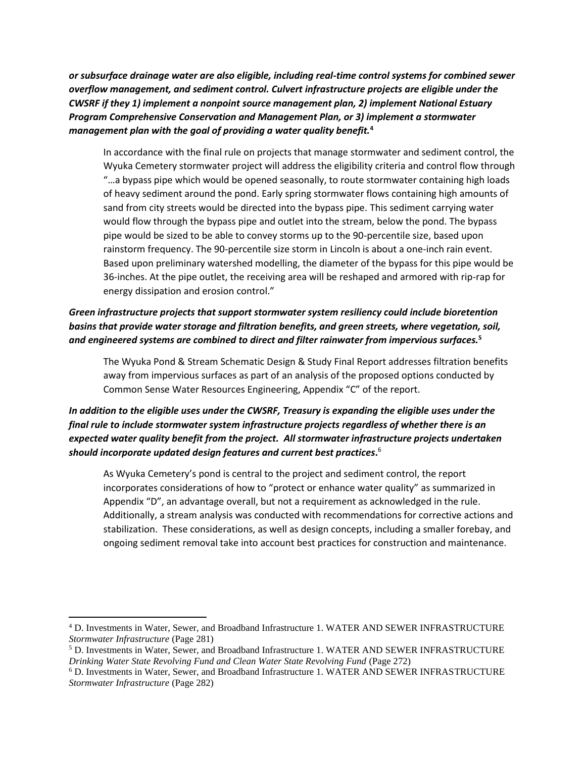***or subsurface drainage water are also eligible, including real-time control systems for combined sewer overflow management, and sediment control. Culvert infrastructure projects are eligible under the CWSRF if they 1) implement a nonpoint source management plan, 2) implement National Estuary Program Comprehensive Conservation and Management Plan, or 3) implement a stormwater management plan with the goal of providing a water quality benefit.***[4]

In accordance with the final rule on projects that manage stormwater and sediment control, the Wyuka Cemetery stormwater project will address the eligibility criteria and control flow through "…a bypass pipe which would be opened seasonally, to route stormwater containing high loads of heavy sediment around the pond. Early spring stormwater flows containing high amounts of sand from city streets would be directed into the bypass pipe. This sediment carrying water would flow through the bypass pipe and outlet into the stream, below the pond. The bypass pipe would be sized to be able to convey storms up to the 90-percentile size, based upon rainstorm frequency. The 90-percentile size storm in Lincoln is about a one-inch rain event. Based upon preliminary watershed modelling, the diameter of the bypass for this pipe would be 36-inches. At the pipe outlet, the receiving area will be reshaped and armored with rip-rap for energy dissipation and erosion control."

***Green infrastructure projects that support stormwater system resiliency could include bioretention basins that provide water storage and filtration benefits, and green streets, where vegetation, soil, and engineered systems are combined to direct and filter rainwater from impervious surfaces.***[5]

The Wyuka Pond & Stream Schematic Design & Study Final Report addresses filtration benefits away from impervious surfaces as part of an analysis of the proposed options conducted by Common Sense Water Resources Engineering, Appendix "C" of the report.

***In addition to the eligible uses under the CWSRF, Treasury is expanding the eligible uses under the final rule to include stormwater system infrastructure projects regardless of whether there is an expected water quality benefit from the project. All stormwater infrastructure projects undertaken should incorporate updated design features and current best practices*****.**[6]

As Wyuka Cemetery's pond is central to the project and sediment control, the report incorporates considerations of how to "protect or enhance water quality" as summarized in Appendix "D", an advantage overall, but not a requirement as acknowledged in the rule. Additionally, a stream analysis was conducted with recommendations for corrective actions and stabilization. These considerations, as well as design concepts, including a smaller forebay, and ongoing sediment removal take into account best practices for construction and maintenance.

---

[4] D. Investments in Water, Sewer, and Broadband Infrastructure 1. WATER AND SEWER INFRASTRUCTURE *Stormwater Infrastructure* (Page 281)

[5] D. Investments in Water, Sewer, and Broadband Infrastructure 1. WATER AND SEWER INFRASTRUCTURE *Drinking Water State Revolving Fund and Clean Water State Revolving Fund* (Page 272)

[6] D. Investments in Water, Sewer, and Broadband Infrastructure 1. WATER AND SEWER INFRASTRUCTURE *Stormwater Infrastructure* (Page 282)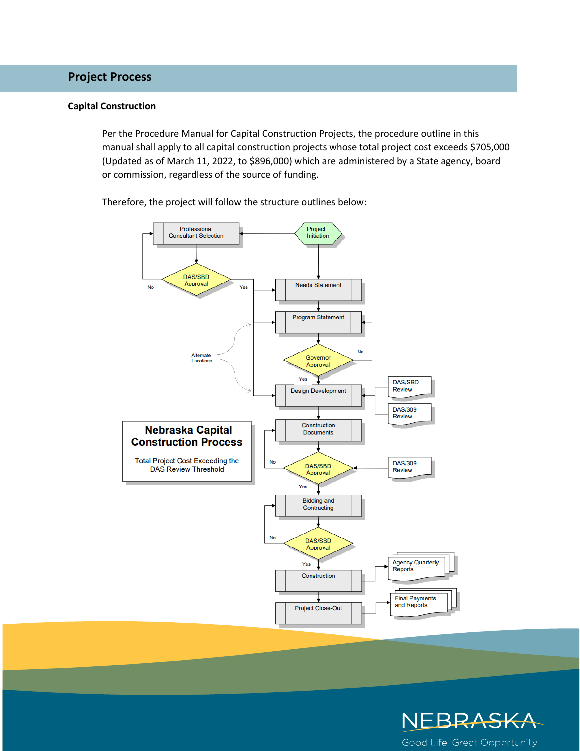## Project Process

### Capital Construction

Per the Procedure Manual for Capital Construction Projects, the procedure outline in this manual shall apply to all capital construction projects whose total project cost exceeds $705,000 (Updated as of March 11, 2022, to $896,000) which are administered by a State agency, board or commission, regardless of the source of funding.

Therefore, the project will follow the structure outlines below:

**Nebraska Capital Construction Process**

Total Project Cost Exceeding the DAS Review Threshold

Project Initiation

Professional Consultant Selection

DAS/SBD Approval (No / Yes)

Needs Statement

Program Statement

Governor Approval (No / Yes)

Alternate Locations

Design Development

DAS/SBD Review

DAS/309 Review

Construction Documents

DAS/SBD Approval (No / Yes)

DAS/309 Review

Bidding and Contracting

DAS/SBD Approval (No / Yes)

Construction

Agency Quarterly Reports

Project Close-Out

Final Payments and Reports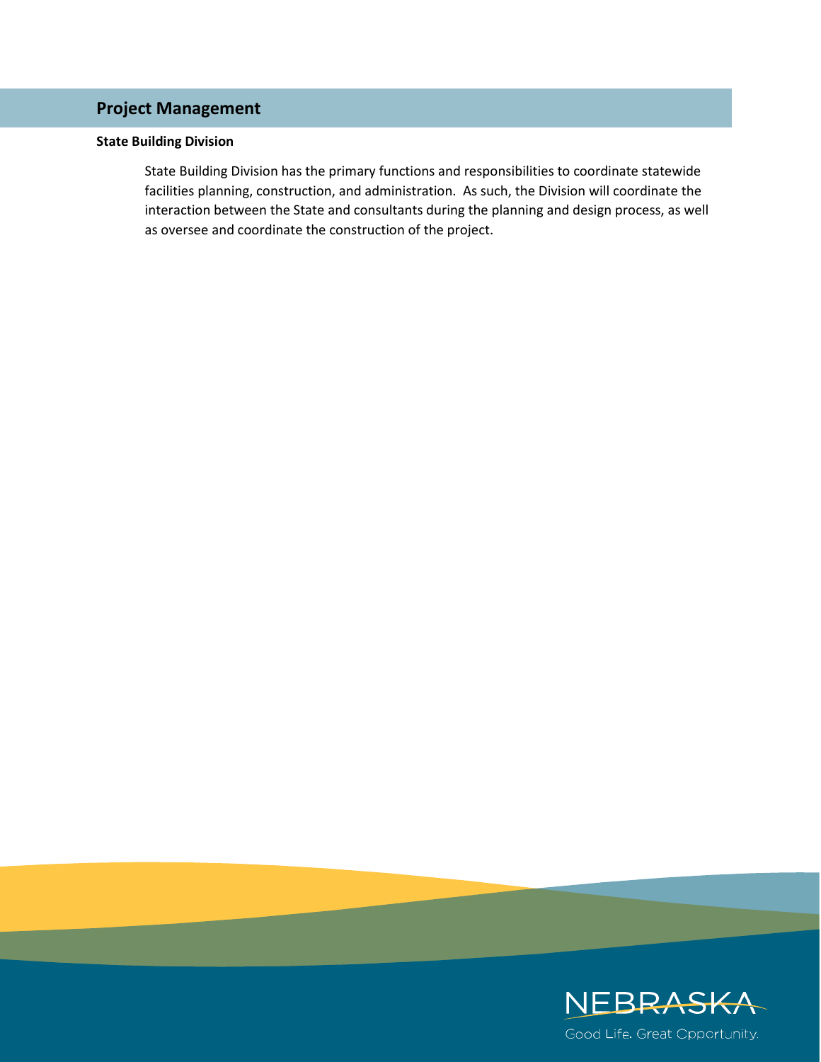## Project Management

### State Building Division

State Building Division has the primary functions and responsibilities to coordinate statewide facilities planning, construction, and administration. As such, the Division will coordinate the interaction between the State and consultants during the planning and design process, as well as oversee and coordinate the construction of the project.